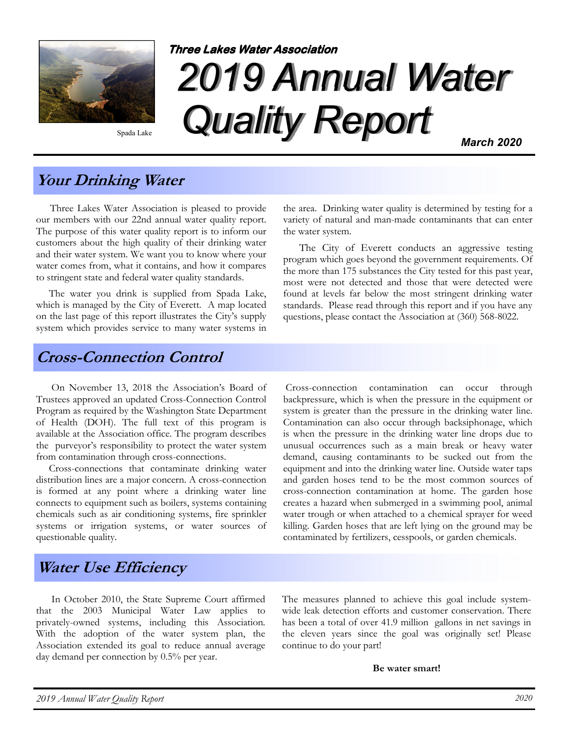Spada Lake

**Three Lakes Water Association**

# 2019 Annual Water Quality Report

***March 2020***

## Your Drinking Water

Three Lakes Water Association is pleased to provide our members with our 22nd annual water quality report. The purpose of this water quality report is to inform our customers about the high quality of their drinking water and their water system. We want you to know where your water comes from, what it contains, and how it compares to stringent state and federal water quality standards.

The water you drink is supplied from Spada Lake, which is managed by the City of Everett. A map located on the last page of this report illustrates the City's supply system which provides service to many water systems in the area. Drinking water quality is determined by testing for a variety of natural and man-made contaminants that can enter the water system.

The City of Everett conducts an aggressive testing program which goes beyond the government requirements. Of the more than 175 substances the City tested for this past year, most were not detected and those that were detected were found at levels far below the most stringent drinking water standards. Please read through this report and if you have any questions, please contact the Association at (360) 568-8022.

## Cross-Connection Control

On November 13, 2018 the Association's Board of Trustees approved an updated Cross-Connection Control Program as required by the Washington State Department of Health (DOH). The full text of this program is available at the Association office. The program describes the purveyor's responsibility to protect the water system from contamination through cross-connections.

Cross-connections that contaminate drinking water distribution lines are a major concern. A cross-connection is formed at any point where a drinking water line connects to equipment such as boilers, systems containing chemicals such as air conditioning systems, fire sprinkler systems or irrigation systems, or water sources of questionable quality.

Cross-connection contamination can occur through backpressure, which is when the pressure in the equipment or system is greater than the pressure in the drinking water line. Contamination can also occur through backsiphonage, which is when the pressure in the drinking water line drops due to unusual occurrences such as a main break or heavy water demand, causing contaminants to be sucked out from the equipment and into the drinking water line. Outside water taps and garden hoses tend to be the most common sources of cross-connection contamination at home. The garden hose creates a hazard when submerged in a swimming pool, animal water trough or when attached to a chemical sprayer for weed killing. Garden hoses that are left lying on the ground may be contaminated by fertilizers, cesspools, or garden chemicals.

## Water Use Efficiency

In October 2010, the State Supreme Court affirmed that the 2003 Municipal Water Law applies to privately-owned systems, including this Association. With the adoption of the water system plan, the Association extended its goal to reduce annual average day demand per connection by 0.5% per year.

The measures planned to achieve this goal include system-wide leak detection efforts and customer conservation. There has been a total of over 41.9 million gallons in net savings in the eleven years since the goal was originally set! Please continue to do your part!

**Be water smart!**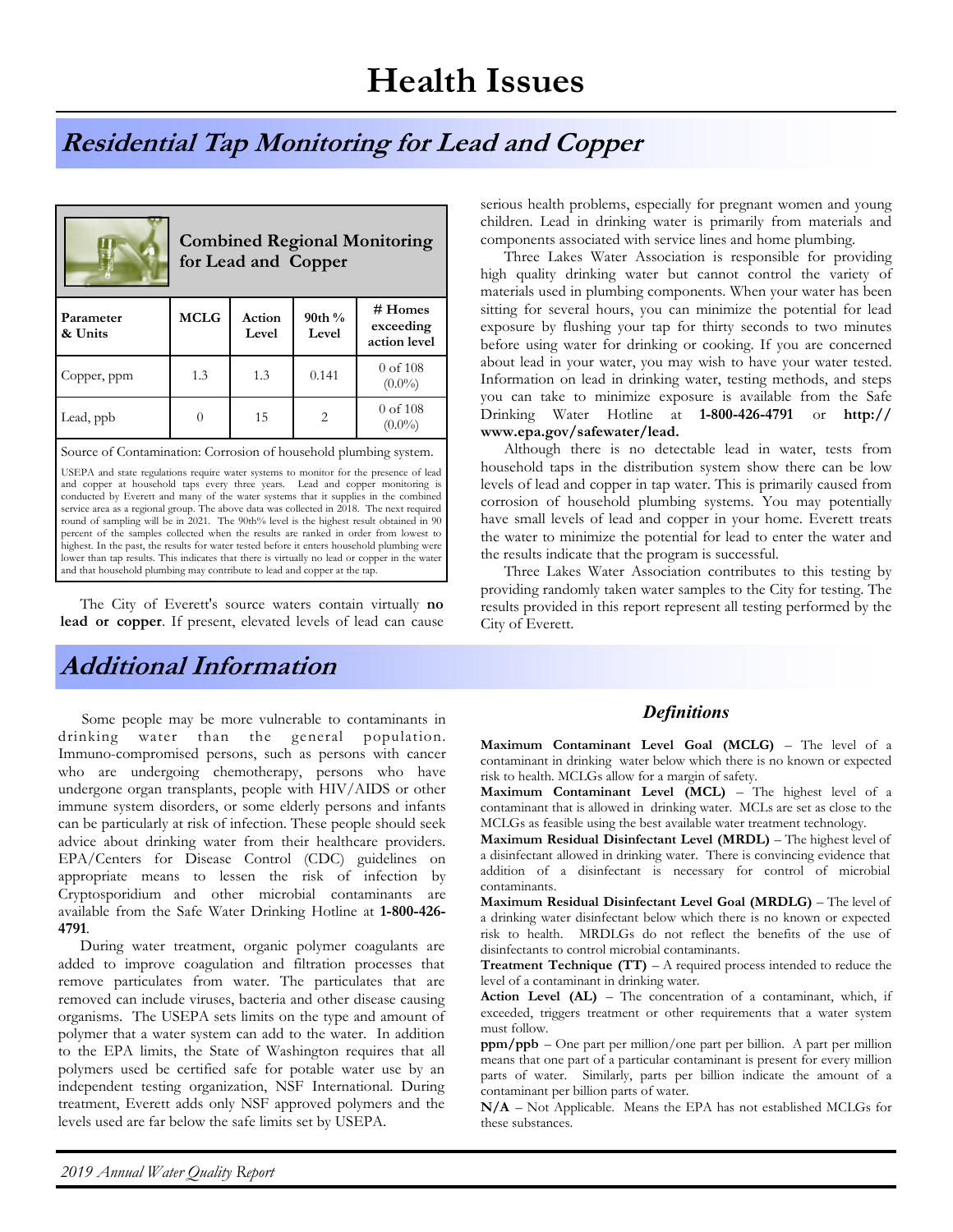# Health Issues

## Residential Tap Monitoring for Lead and Copper

**Combined Regional Monitoring for Lead and Copper**

| Parameter & Units | MCLG | Action Level | 90th % Level | # Homes exceeding action level |
|---|---|---|---|---|
| Copper, ppm | 1.3 | 1.3 | 0.141 | 0 of 108 (0.0%) |
| Lead, ppb | 0 | 15 | 2 | 0 of 108 (0.0%) |

Source of Contamination: Corrosion of household plumbing system.

USEPA and state regulations require water systems to monitor for the presence of lead and copper at household taps every three years. Lead and copper monitoring is conducted by Everett and many of the water systems that it supplies in the combined service area as a regional group. The above data was collected in 2018. The next required round of sampling will be in 2021. The 90th% level is the highest result obtained in 90 percent of the samples collected when the results are ranked in order from lowest to highest. In the past, the results for water tested before it enters household plumbing were lower than tap results. This indicates that there is virtually no lead or copper in the water and that household plumbing may contribute to lead and copper at the tap.

The City of Everett's source waters contain virtually **no lead or copper**. If present, elevated levels of lead can cause serious health problems, especially for pregnant women and young children. Lead in drinking water is primarily from materials and components associated with service lines and home plumbing.

Three Lakes Water Association is responsible for providing high quality drinking water but cannot control the variety of materials used in plumbing components. When your water has been sitting for several hours, you can minimize the potential for lead exposure by flushing your tap for thirty seconds to two minutes before using water for drinking or cooking. If you are concerned about lead in your water, you may wish to have your water tested. Information on lead in drinking water, testing methods, and steps you can take to minimize exposure is available from the Safe Drinking Water Hotline at **1-800-426-4791** or **http://www.epa.gov/safewater/lead.**

Although there is no detectable lead in water, tests from household taps in the distribution system show there can be low levels of lead and copper in tap water. This is primarily caused from corrosion of household plumbing systems. You may potentially have small levels of lead and copper in your home. Everett treats the water to minimize the potential for lead to enter the water and the results indicate that the program is successful.

Three Lakes Water Association contributes to this testing by providing randomly taken water samples to the City for testing. The results provided in this report represent all testing performed by the City of Everett.

## Additional Information

Some people may be more vulnerable to contaminants in drinking water than the general population. Immuno-compromised persons, such as persons with cancer who are undergoing chemotherapy, persons who have undergone organ transplants, people with HIV/AIDS or other immune system disorders, or some elderly persons and infants can be particularly at risk of infection. These people should seek advice about drinking water from their healthcare providers. EPA/Centers for Disease Control (CDC) guidelines on appropriate means to lessen the risk of infection by Cryptosporidium and other microbial contaminants are available from the Safe Water Drinking Hotline at **1-800-426-4791**.

During water treatment, organic polymer coagulants are added to improve coagulation and filtration processes that remove particulates from water. The particulates that are removed can include viruses, bacteria and other disease causing organisms. The USEPA sets limits on the type and amount of polymer that a water system can add to the water. In addition to the EPA limits, the State of Washington requires that all polymers used be certified safe for potable water use by an independent testing organization, NSF International. During treatment, Everett adds only NSF approved polymers and the levels used are far below the safe limits set by USEPA.

### *Definitions*

**Maximum Contaminant Level Goal (MCLG)** – The level of a contaminant in drinking water below which there is no known or expected risk to health. MCLGs allow for a margin of safety.

**Maximum Contaminant Level (MCL)** – The highest level of a contaminant that is allowed in drinking water. MCLs are set as close to the MCLGs as feasible using the best available water treatment technology.

**Maximum Residual Disinfectant Level (MRDL)** – The highest level of a disinfectant allowed in drinking water. There is convincing evidence that addition of a disinfectant is necessary for control of microbial contaminants.

**Maximum Residual Disinfectant Level Goal (MRDLG)** – The level of a drinking water disinfectant below which there is no known or expected risk to health. MRDLGs do not reflect the benefits of the use of disinfectants to control microbial contaminants.

**Treatment Technique (TT)** – A required process intended to reduce the level of a contaminant in drinking water.

**Action Level (AL)** – The concentration of a contaminant, which, if exceeded, triggers treatment or other requirements that a water system must follow.

**ppm/ppb** – One part per million/one part per billion. A part per million means that one part of a particular contaminant is present for every million parts of water. Similarly, parts per billion indicate the amount of a contaminant per billion parts of water.

**N/A** – Not Applicable. Means the EPA has not established MCLGs for these substances.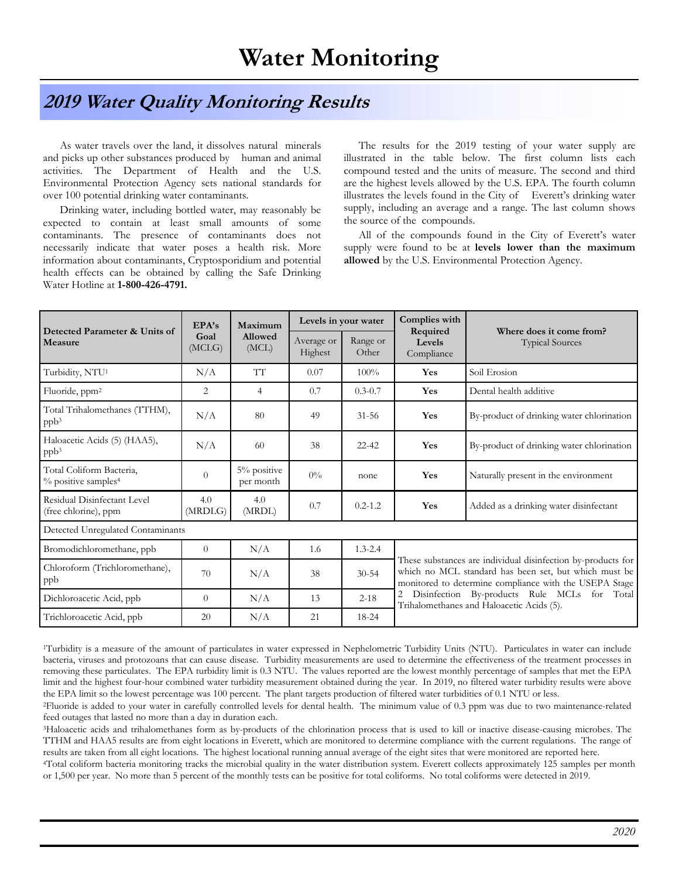# Water Monitoring

## 2019 Water Quality Monitoring Results

As water travels over the land, it dissolves natural minerals and picks up other substances produced by human and animal activities. The Department of Health and the U.S. Environmental Protection Agency sets national standards for over 100 potential drinking water contaminants.

Drinking water, including bottled water, may reasonably be expected to contain at least small amounts of some contaminants. The presence of contaminants does not necessarily indicate that water poses a health risk. More information about contaminants, Cryptosporidium and potential health effects can be obtained by calling the Safe Drinking Water Hotline at **1-800-426-4791.**

The results for the 2019 testing of your water supply are illustrated in the table below. The first column lists each compound tested and the units of measure. The second and third are the highest levels allowed by the U.S. EPA. The fourth column illustrates the levels found in the City of Everett's drinking water supply, including an average and a range. The last column shows the source of the compounds.

All of the compounds found in the City of Everett's water supply were found to be at **levels lower than the maximum allowed** by the U.S. Environmental Protection Agency.

| Detected Parameter & Units of Measure | EPA's Goal (MCLG) | Maximum Allowed (MCL) | Levels in your water | | Complies with Required Levels Compliance | Where does it come from? Typical Sources |
|---|---|---|---|---|---|---|
| | | | Average or Highest | Range or Other | | |
| Turbidity, NTU[1] | N/A | TT | 0.07 | 100% | **Yes** | Soil Erosion |
| Fluoride, ppm[2] | 2 | 4 | 0.7 | 0.3-0.7 | **Yes** | Dental health additive |
| Total Trihalomethanes (TTHM), ppb[3] | N/A | 80 | 49 | 31-56 | **Yes** | By-product of drinking water chlorination |
| Haloacetic Acids (5) (HAA5), ppb[3] | N/A | 60 | 38 | 22-42 | **Yes** | By-product of drinking water chlorination |
| Total Coliform Bacteria, % positive samples[4] | 0 | 5% positive per month | 0% | none | **Yes** | Naturally present in the environment |
| Residual Disinfectant Level (free chlorine), ppm | 4.0 (MRDLG) | 4.0 (MRDL) | 0.7 | 0.2-1.2 | **Yes** | Added as a drinking water disinfectant |
| Detected Unregulated Contaminants | | | | | | |
| Bromodichloromethane, ppb | 0 | N/A | 1.6 | 1.3-2.4 | These substances are individual disinfection by-products for which no MCL standard has been set, but which must be monitored to determine compliance with the USEPA Stage 2 Disinfection By-products Rule MCLs for Total Trihalomethanes and Haloacetic Acids (5). | |
| Chloroform (Trichloromethane), ppb | 70 | N/A | 38 | 30-54 | | |
| Dichloroacetic Acid, ppb | 0 | N/A | 13 | 2-18 | | |
| Trichloroacetic Acid, ppb | 20 | N/A | 21 | 18-24 | | |

[1]Turbidity is a measure of the amount of particulates in water expressed in Nephelometric Turbidity Units (NTU). Particulates in water can include bacteria, viruses and protozoans that can cause disease. Turbidity measurements are used to determine the effectiveness of the treatment processes in removing these particulates. The EPA turbidity limit is 0.3 NTU. The values reported are the lowest monthly percentage of samples that met the EPA limit and the highest four-hour combined water turbidity measurement obtained during the year. In 2019, no filtered water turbidity results were above the EPA limit so the lowest percentage was 100 percent. The plant targets production of filtered water turbidities of 0.1 NTU or less.

[2]Fluoride is added to your water in carefully controlled levels for dental health. The minimum value of 0.3 ppm was due to two maintenance-related feed outages that lasted no more than a day in duration each.

[3]Haloacetic acids and trihalomethanes form as by-products of the chlorination process that is used to kill or inactive disease-causing microbes. The TTHM and HAA5 results are from eight locations in Everett, which are monitored to determine compliance with the current regulations. The range of results are taken from all eight locations. The highest locational running annual average of the eight sites that were monitored are reported here.

[4]Total coliform bacteria monitoring tracks the microbial quality in the water distribution system. Everett collects approximately 125 samples per month or 1,500 per year. No more than 5 percent of the monthly tests can be positive for total coliforms. No total coliforms were detected in 2019.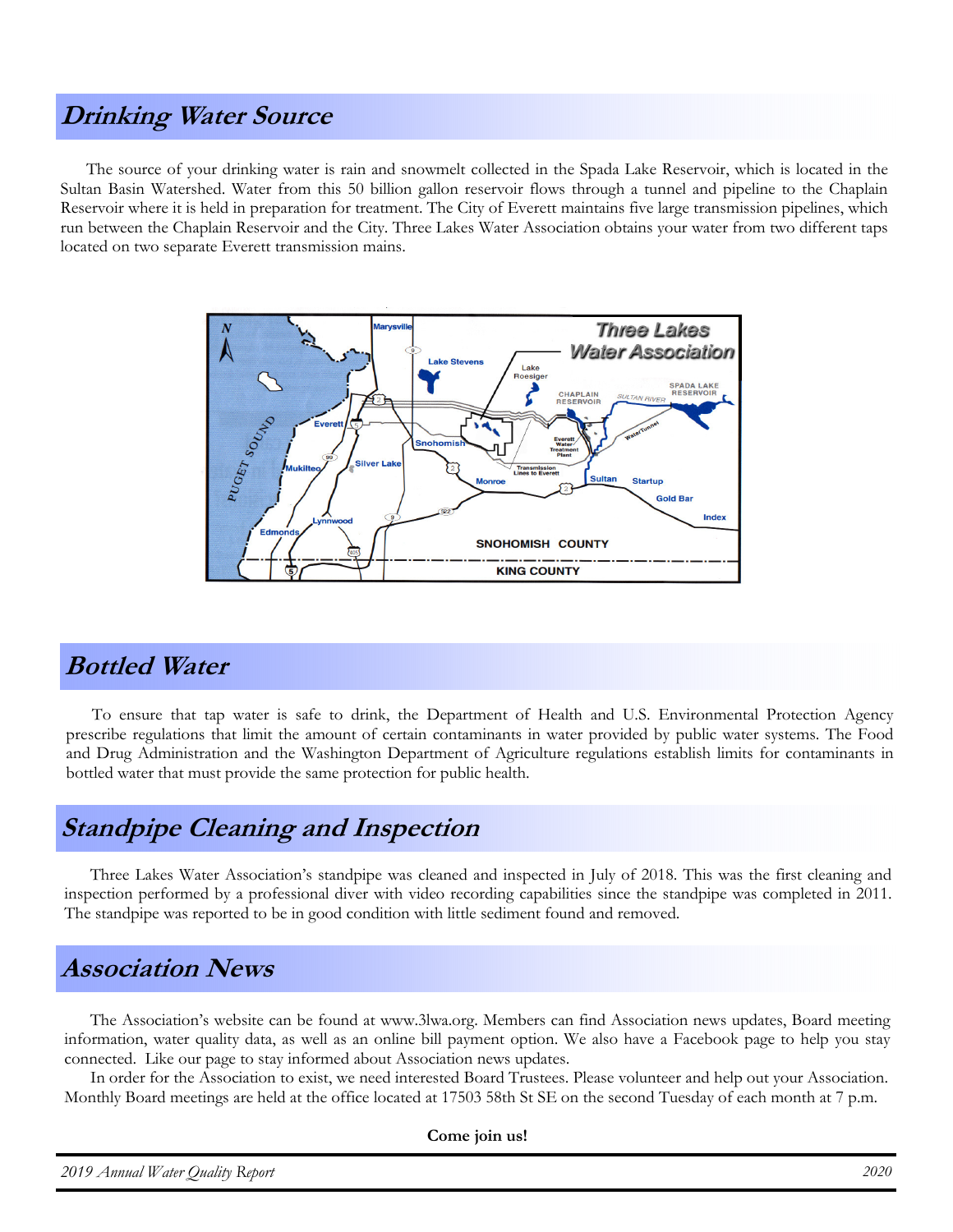## Drinking Water Source

The source of your drinking water is rain and snowmelt collected in the Spada Lake Reservoir, which is located in the Sultan Basin Watershed. Water from this 50 billion gallon reservoir flows through a tunnel and pipeline to the Chaplain Reservoir where it is held in preparation for treatment. The City of Everett maintains five large transmission pipelines, which run between the Chaplain Reservoir and the City. Three Lakes Water Association obtains your water from two different taps located on two separate Everett transmission mains.

## Bottled Water

To ensure that tap water is safe to drink, the Department of Health and U.S. Environmental Protection Agency prescribe regulations that limit the amount of certain contaminants in water provided by public water systems. The Food and Drug Administration and the Washington Department of Agriculture regulations establish limits for contaminants in bottled water that must provide the same protection for public health.

## Standpipe Cleaning and Inspection

Three Lakes Water Association's standpipe was cleaned and inspected in July of 2018. This was the first cleaning and inspection performed by a professional diver with video recording capabilities since the standpipe was completed in 2011. The standpipe was reported to be in good condition with little sediment found and removed.

## Association News

The Association's website can be found at www.3lwa.org. Members can find Association news updates, Board meeting information, water quality data, as well as an online bill payment option. We also have a Facebook page to help you stay connected. Like our page to stay informed about Association news updates.

In order for the Association to exist, we need interested Board Trustees. Please volunteer and help out your Association. Monthly Board meetings are held at the office located at 17503 58th St SE on the second Tuesday of each month at 7 p.m.

**Come join us!**